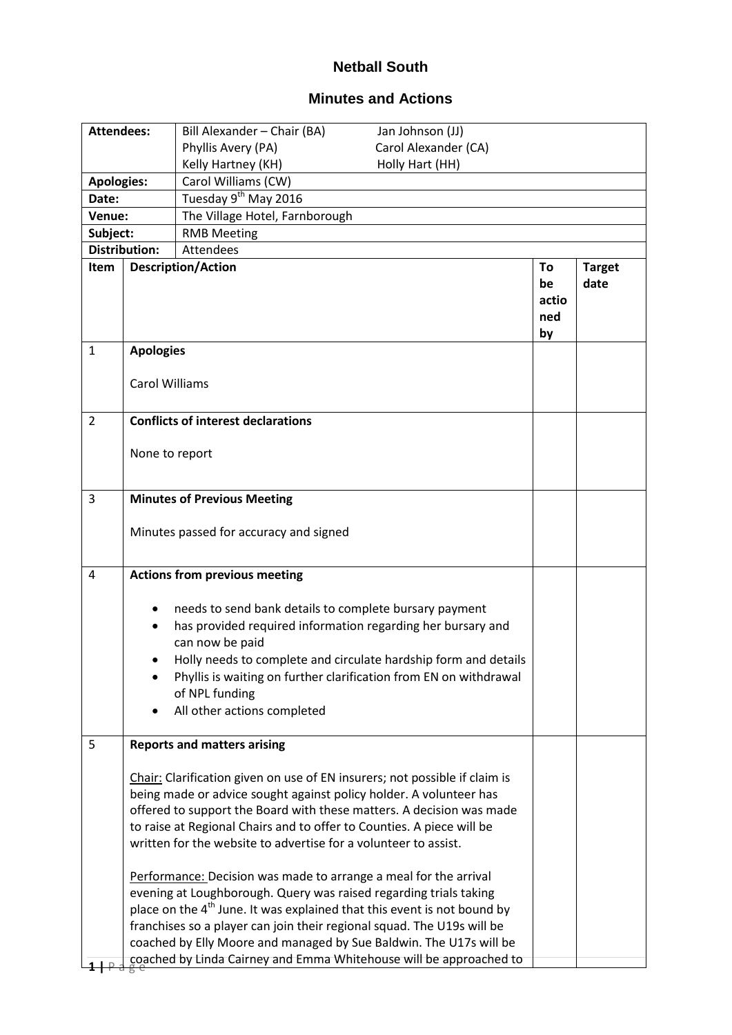# Netball South

## Minutes and Actions

| Attendees: | Bill Alexander – Chair (BA)<br>Phyllis Avery (PA)<br>Kelly Hartney (KH) | Jan Johnson (JJ)<br>Carol Alexander (CA)<br>Holly Hart (HH) |
|---|---|---|
| Apologies: | Carol Williams (CW) | |
| Date: | Tuesday 9th May 2016 | |
| Venue: | The Village Hotel, Farnborough | |
| Subject: | RMB Meeting | |
| Distribution: | Attendees | |

| Item | Description/Action | To be actioned by | Target date |
|---|---|---|---|
| 1 | **Apologies**<br><br>Carol Williams | | |
| 2 | **Conflicts of interest declarations**<br><br>None to report | | |
| 3 | **Minutes of Previous Meeting**<br><br>Minutes passed for accuracy and signed | | |
| 4 | **Actions from previous meeting**<br><br>• needs to send bank details to complete bursary payment<br>• has provided required information regarding her bursary and can now be paid<br>• Holly needs to complete and circulate hardship form and details<br>• Phyllis is waiting on further clarification from EN on withdrawal of NPL funding<br>• All other actions completed | | |
| 5 | **Reports and matters arising**<br><br><u>Chair:</u> Clarification given on use of EN insurers; not possible if claim is being made or advice sought against policy holder. A volunteer has offered to support the Board with these matters. A decision was made to raise at Regional Chairs and to offer to Counties. A piece will be written for the website to advertise for a volunteer to assist.<br><br><u>Performance:</u> Decision was made to arrange a meal for the arrival evening at Loughborough. Query was raised regarding trials taking place on the 4th June. It was explained that this event is not bound by franchises so a player can join their regional squad. The U19s will be coached by Elly Moore and managed by Sue Baldwin. The U17s will be coached by Linda Cairney and Emma Whitehouse will be approached to | | |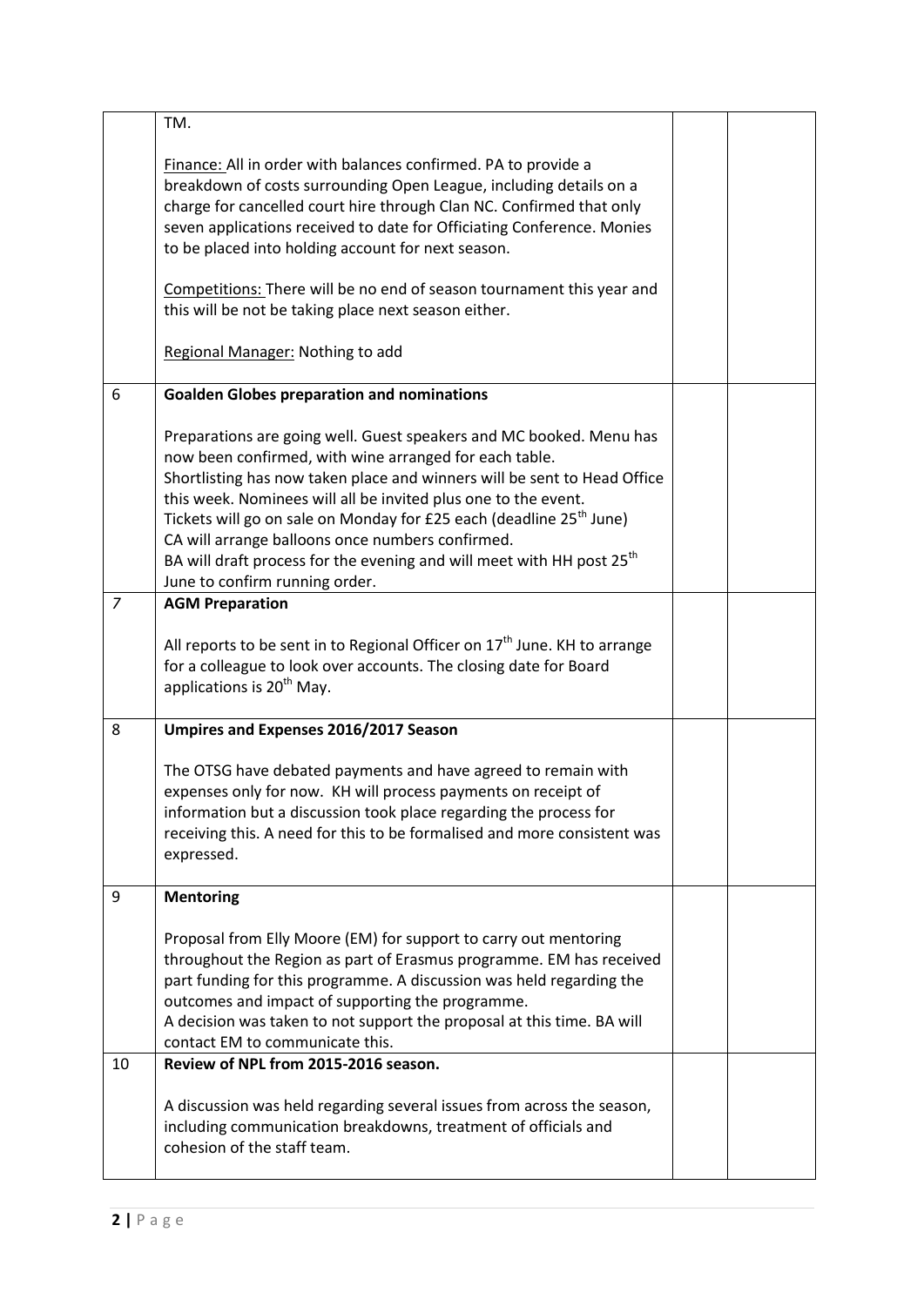|  |  |  |  |
|---|---|---|---|
|  | TM.<br><br><u>Finance:</u> All in order with balances confirmed. PA to provide a breakdown of costs surrounding Open League, including details on a charge for cancelled court hire through Clan NC. Confirmed that only seven applications received to date for Officiating Conference. Monies to be placed into holding account for next season.<br><br><u>Competitions:</u> There will be no end of season tournament this year and this will be not be taking place next season either.<br><br><u>Regional Manager:</u> Nothing to add |  |  |
| 6 | **Goalden Globes preparation and nominations**<br><br>Preparations are going well. Guest speakers and MC booked. Menu has now been confirmed, with wine arranged for each table.<br>Shortlisting has now taken place and winners will be sent to Head Office this week. Nominees will all be invited plus one to the event.<br>Tickets will go on sale on Monday for £25 each (deadline 25th June)<br>CA will arrange balloons once numbers confirmed.<br>BA will draft process for the evening and will meet with HH post 25th June to confirm running order. |  |  |
| 7 | **AGM Preparation**<br><br>All reports to be sent in to Regional Officer on 17th June. KH to arrange for a colleague to look over accounts. The closing date for Board applications is 20th May. |  |  |
| 8 | **Umpires and Expenses 2016/2017 Season**<br><br>The OTSG have debated payments and have agreed to remain with expenses only for now. KH will process payments on receipt of information but a discussion took place regarding the process for receiving this. A need for this to be formalised and more consistent was expressed. |  |  |
| 9 | **Mentoring**<br><br>Proposal from Elly Moore (EM) for support to carry out mentoring throughout the Region as part of Erasmus programme. EM has received part funding for this programme. A discussion was held regarding the outcomes and impact of supporting the programme.<br>A decision was taken to not support the proposal at this time. BA will contact EM to communicate this. |  |  |
| 10 | **Review of NPL from 2015-2016 season.**<br><br>A discussion was held regarding several issues from across the season, including communication breakdowns, treatment of officials and cohesion of the staff team. |  |  |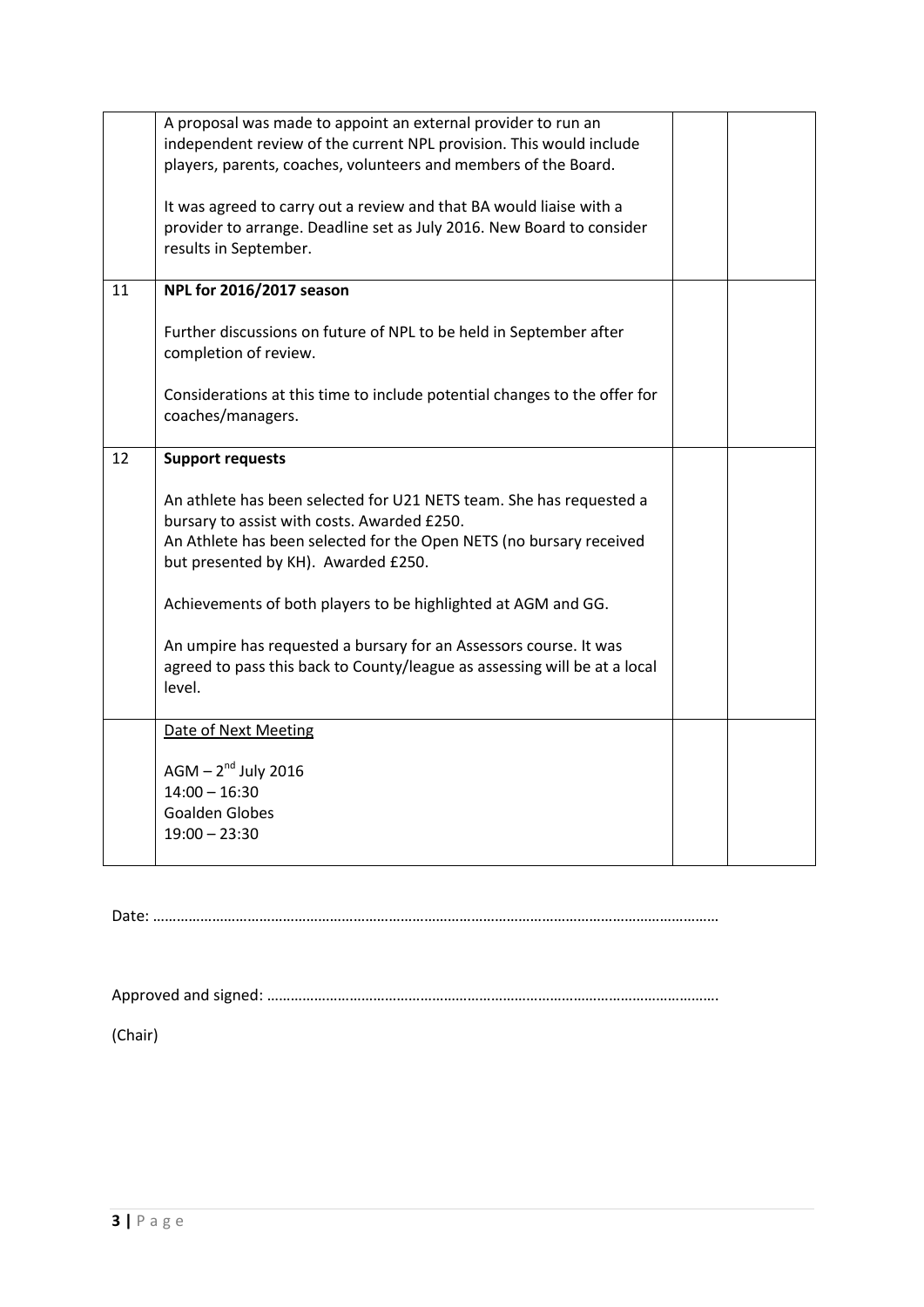| | | | |
|---|---|---|---|
| | A proposal was made to appoint an external provider to run an independent review of the current NPL provision. This would include players, parents, coaches, volunteers and members of the Board.<br><br>It was agreed to carry out a review and that BA would liaise with a provider to arrange. Deadline set as July 2016. New Board to consider results in September. | | |
| 11 | **NPL for 2016/2017 season**<br><br>Further discussions on future of NPL to be held in September after completion of review.<br><br>Considerations at this time to include potential changes to the offer for coaches/managers. | | |
| 12 | **Support requests**<br><br>An athlete has been selected for U21 NETS team. She has requested a bursary to assist with costs. Awarded £250.<br>An Athlete has been selected for the Open NETS (no bursary received but presented by KH). Awarded £250.<br><br>Achievements of both players to be highlighted at AGM and GG.<br><br>An umpire has requested a bursary for an Assessors course. It was agreed to pass this back to County/league as assessing will be at a local level. | | |
| | Date of Next Meeting<br><br>AGM – 2nd July 2016<br>14:00 – 16:30<br>Goalden Globes<br>19:00 – 23:30 | | |

Date: ……………………………………………………………………………………………………………………………

Approved and signed: ……………………………………………………………………………………………….

(Chair)